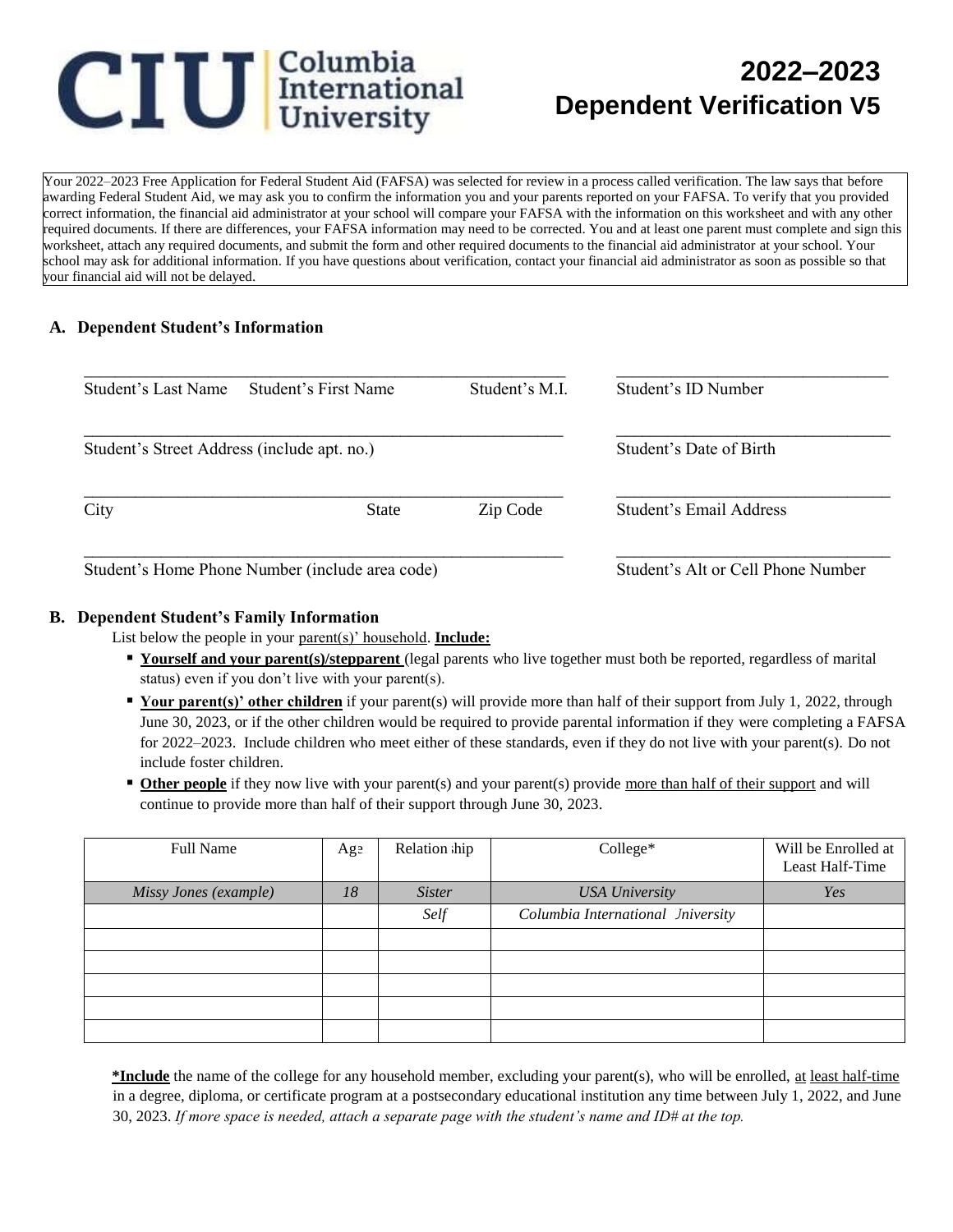# CIU Columbia International University

# 2022–2023 Dependent Verification V5

Your 2022–2023 Free Application for Federal Student Aid (FAFSA) was selected for review in a process called verification. The law says that before awarding Federal Student Aid, we may ask you to confirm the information you and your parents reported on your FAFSA. To verify that you provided correct information, the financial aid administrator at your school will compare your FAFSA with the information on this worksheet and with any other required documents. If there are differences, your FAFSA information may need to be corrected. You and at least one parent must complete and sign this worksheet, attach any required documents, and submit the form and other required documents to the financial aid administrator at your school. Your school may ask for additional information. If you have questions about verification, contact your financial aid administrator as soon as possible so that your financial aid will not be delayed.

## A. Dependent Student's Information

______________________________________ ______________________
Student's Last Name  Student's First Name  Student's M.I.  Student's ID Number

______________________________________ ______________________
Student's Street Address (include apt. no.)  Student's Date of Birth

______________________________________ ______________________
City  State  Zip Code  Student's Email Address

______________________________________ ______________________
Student's Home Phone Number (include area code)  Student's Alt or Cell Phone Number

## B. Dependent Student's Family Information

List below the people in your parent(s)' household. **Include:**

- **Yourself and your parent(s)/stepparent** (legal parents who live together must both be reported, regardless of marital status) even if you don't live with your parent(s).
- **Your parent(s)' other children** if your parent(s) will provide more than half of their support from July 1, 2022, through June 30, 2023, or if the other children would be required to provide parental information if they were completing a FAFSA for 2022–2023. Include children who meet either of these standards, even if they do not live with your parent(s). Do not include foster children.
- **Other people** if they now live with your parent(s) and your parent(s) provide more than half of their support and will continue to provide more than half of their support through June 30, 2023.

| Full Name | Age | Relationship | College* | Will be Enrolled at Least Half-Time |
|---|---|---|---|---|
| *Missy Jones (example)* | *18* | *Sister* | *USA University* | *Yes* |
| | | *Self* | *Columbia International University* | |
| | | | | |
| | | | | |
| | | | | |
| | | | | |
| | | | | |

***Include** the name of the college for any household member, excluding your parent(s), who will be enrolled, at least half-time in a degree, diploma, or certificate program at a postsecondary educational institution any time between July 1, 2022, and June 30, 2023. *If more space is needed, attach a separate page with the student's name and ID# at the top.*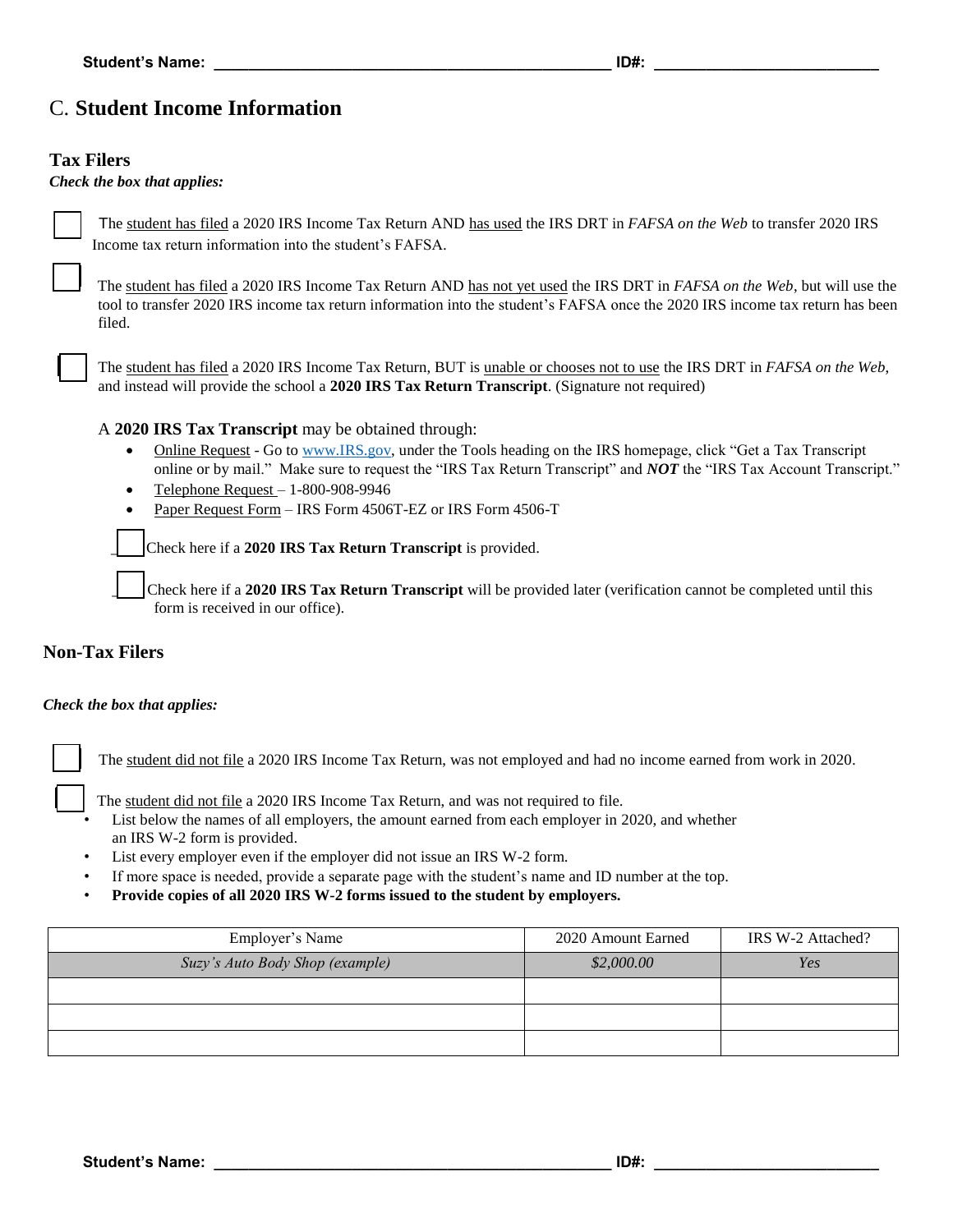Student's Name: _______________________________________________ ID#: __________________________

## C. Student Income Information

### Tax Filers

***Check the box that applies:***

☐ The student has filed a 2020 IRS Income Tax Return AND has used the IRS DRT in *FAFSA on the Web* to transfer 2020 IRS Income tax return information into the student's FAFSA.

☐ The student has filed a 2020 IRS Income Tax Return AND has not yet used the IRS DRT in *FAFSA on the Web*, but will use the tool to transfer 2020 IRS income tax return information into the student's FAFSA once the 2020 IRS income tax return has been filed.

☐ The student has filed a 2020 IRS Income Tax Return, BUT is unable or chooses not to use the IRS DRT in *FAFSA on the Web*, and instead will provide the school a **2020 IRS Tax Return Transcript**. (Signature not required)

A **2020 IRS Tax Transcript** may be obtained through:

- Online Request - Go to www.IRS.gov, under the Tools heading on the IRS homepage, click "Get a Tax Transcript online or by mail." Make sure to request the "IRS Tax Return Transcript" and ***NOT*** the "IRS Tax Account Transcript."
- Telephone Request – 1-800-908-9946
- Paper Request Form – IRS Form 4506T-EZ or IRS Form 4506-T

☐ Check here if a **2020 IRS Tax Return Transcript** is provided.

☐ Check here if a **2020 IRS Tax Return Transcript** will be provided later (verification cannot be completed until this form is received in our office).

### Non-Tax Filers

***Check the box that applies:***

☐ The student did not file a 2020 IRS Income Tax Return, was not employed and had no income earned from work in 2020.

☐ The student did not file a 2020 IRS Income Tax Return, and was not required to file.

- List below the names of all employers, the amount earned from each employer in 2020, and whether an IRS W-2 form is provided.
- List every employer even if the employer did not issue an IRS W-2 form.
- If more space is needed, provide a separate page with the student's name and ID number at the top.
- **Provide copies of all 2020 IRS W-2 forms issued to the student by employers.**

| Employer's Name | 2020 Amount Earned | IRS W-2 Attached? |
|---|---|---|
| *Suzy's Auto Body Shop (example)* | *$2,000.00* | *Yes* |
| | | |
| | | |
| | | |

Student's Name: _______________________________________________ ID#: __________________________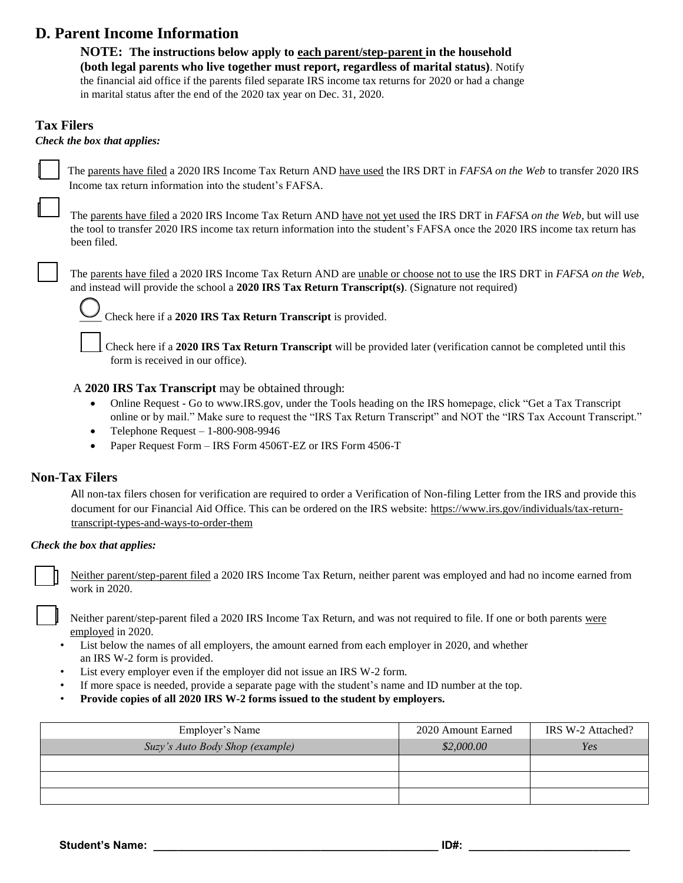## D. Parent Income Information

**NOTE: The instructions below apply to each parent/step-parent in the household (both legal parents who live together must report, regardless of marital status)**. Notify the financial aid office if the parents filed separate IRS income tax returns for 2020 or had a change in marital status after the end of the 2020 tax year on Dec. 31, 2020.

### Tax Filers

***Check the box that applies:***

☐ The parents have filed a 2020 IRS Income Tax Return AND have used the IRS DRT in *FAFSA on the Web* to transfer 2020 IRS Income tax return information into the student's FAFSA.

☐ The parents have filed a 2020 IRS Income Tax Return AND have not yet used the IRS DRT in *FAFSA on the Web*, but will use the tool to transfer 2020 IRS income tax return information into the student's FAFSA once the 2020 IRS income tax return has been filed.

☐ The parents have filed a 2020 IRS Income Tax Return AND are unable or choose not to use the IRS DRT in *FAFSA on the Web*, and instead will provide the school a **2020 IRS Tax Return Transcript(s)**. (Signature not required)

- ◯ Check here if a **2020 IRS Tax Return Transcript** is provided.
- ☐ Check here if a **2020 IRS Tax Return Transcript** will be provided later (verification cannot be completed until this form is received in our office).

A **2020 IRS Tax Transcript** may be obtained through:

- Online Request - Go to www.IRS.gov, under the Tools heading on the IRS homepage, click "Get a Tax Transcript online or by mail." Make sure to request the "IRS Tax Return Transcript" and NOT the "IRS Tax Account Transcript."
- Telephone Request – 1-800-908-9946
- Paper Request Form – IRS Form 4506T-EZ or IRS Form 4506-T

### Non-Tax Filers

All non-tax filers chosen for verification are required to order a Verification of Non-filing Letter from the IRS and provide this document for our Financial Aid Office. This can be ordered on the IRS website: https://www.irs.gov/individuals/tax-return-transcript-types-and-ways-to-order-them

***Check the box that applies:***

☐ Neither parent/step-parent filed a 2020 IRS Income Tax Return, neither parent was employed and had no income earned from work in 2020.

☐ Neither parent/step-parent filed a 2020 IRS Income Tax Return, and was not required to file. If one or both parents were employed in 2020.

- List below the names of all employers, the amount earned from each employer in 2020, and whether an IRS W-2 form is provided.
- List every employer even if the employer did not issue an IRS W-2 form.
- If more space is needed, provide a separate page with the student's name and ID number at the top.
- **Provide copies of all 2020 IRS W-2 forms issued to the student by employers.**

| Employer's Name | 2020 Amount Earned | IRS W-2 Attached? |
|---|---|---|
| *Suzy's Auto Body Shop (example)* | *$2,000.00* | *Yes* |
| | | |
| | | |
| | | |

**Student's Name: ______________________________ ID#: ____________________**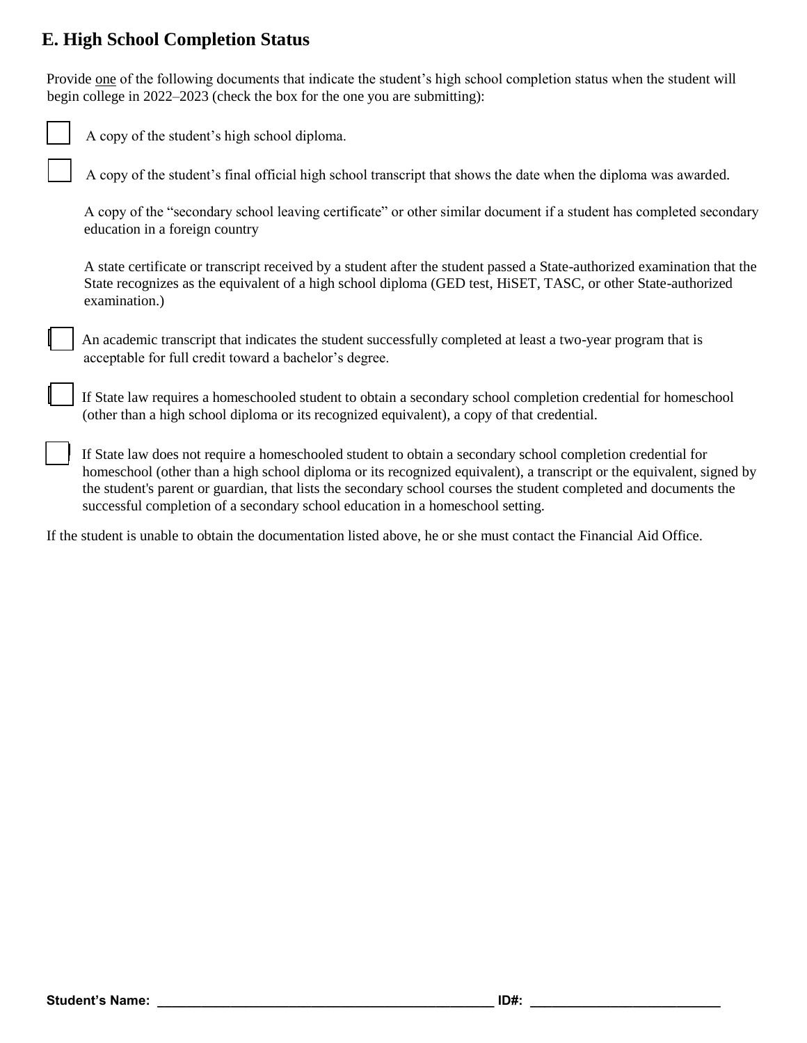## E. High School Completion Status

Provide one of the following documents that indicate the student's high school completion status when the student will begin college in 2022–2023 (check the box for the one you are submitting):

- ☐ A copy of the student's high school diploma.
- ☐ A copy of the student's final official high school transcript that shows the date when the diploma was awarded.
- A copy of the "secondary school leaving certificate" or other similar document if a student has completed secondary education in a foreign country
- A state certificate or transcript received by a student after the student passed a State-authorized examination that the State recognizes as the equivalent of a high school diploma (GED test, HiSET, TASC, or other State-authorized examination.)
- ☐ An academic transcript that indicates the student successfully completed at least a two-year program that is acceptable for full credit toward a bachelor's degree.
- ☐ If State law requires a homeschooled student to obtain a secondary school completion credential for homeschool (other than a high school diploma or its recognized equivalent), a copy of that credential.
- ☐ If State law does not require a homeschooled student to obtain a secondary school completion credential for homeschool (other than a high school diploma or its recognized equivalent), a transcript or the equivalent, signed by the student's parent or guardian, that lists the secondary school courses the student completed and documents the successful completion of a secondary school education in a homeschool setting.

If the student is unable to obtain the documentation listed above, he or she must contact the Financial Aid Office.

**Student's Name:** ______________________________ **ID#:** ____________________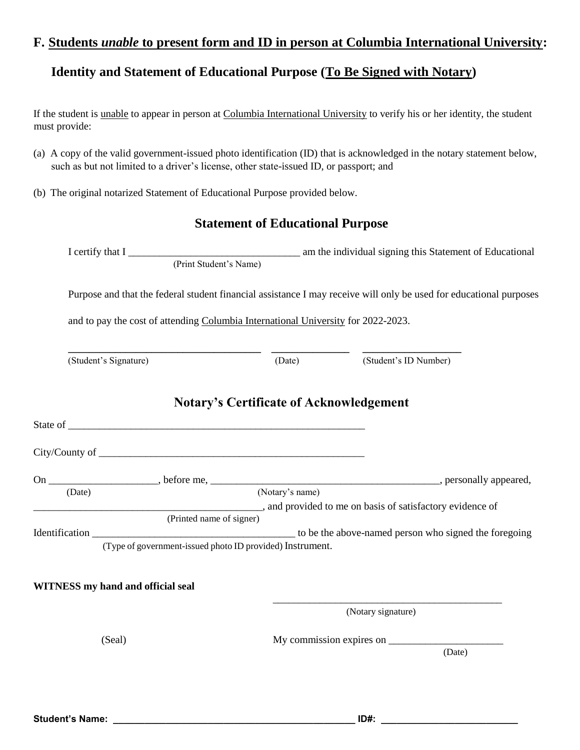## F. Students *unable* to present form and ID in person at Columbia International University:

### Identity and Statement of Educational Purpose (To Be Signed with Notary)

If the student is unable to appear in person at Columbia International University to verify his or her identity, the student must provide:

(a) A copy of the valid government-issued photo identification (ID) that is acknowledged in the notary statement below, such as but not limited to a driver's license, other state-issued ID, or passport; and

(b) The original notarized Statement of Educational Purpose provided below.

### Statement of Educational Purpose

I certify that I ________________________________ am the individual signing this Statement of Educational
(Print Student's Name)

Purpose and that the federal student financial assistance I may receive will only be used for educational purposes and to pay the cost of attending Columbia International University for 2022-2023.

____________________________________ ______________ __________________
(Student's Signature) (Date) (Student's ID Number)

### Notary's Certificate of Acknowledgement

State of ________________________________________________________

City/County of __________________________________________________

On ____________________, before me, ____________________________________________, personally appeared,
(Date) (Notary's name)

____________________________________________, and provided to me on basis of satisfactory evidence of
(Printed name of signer)

Identification ______________________________________ to be the above-named person who signed the foregoing
(Type of government-issued photo ID provided) Instrument.

**WITNESS my hand and official seal**

_____________________________________________
(Notary signature)

(Seal) My commission expires on ______________________
(Date)

**Student's Name: ________________________________________________ ID#: __________________________**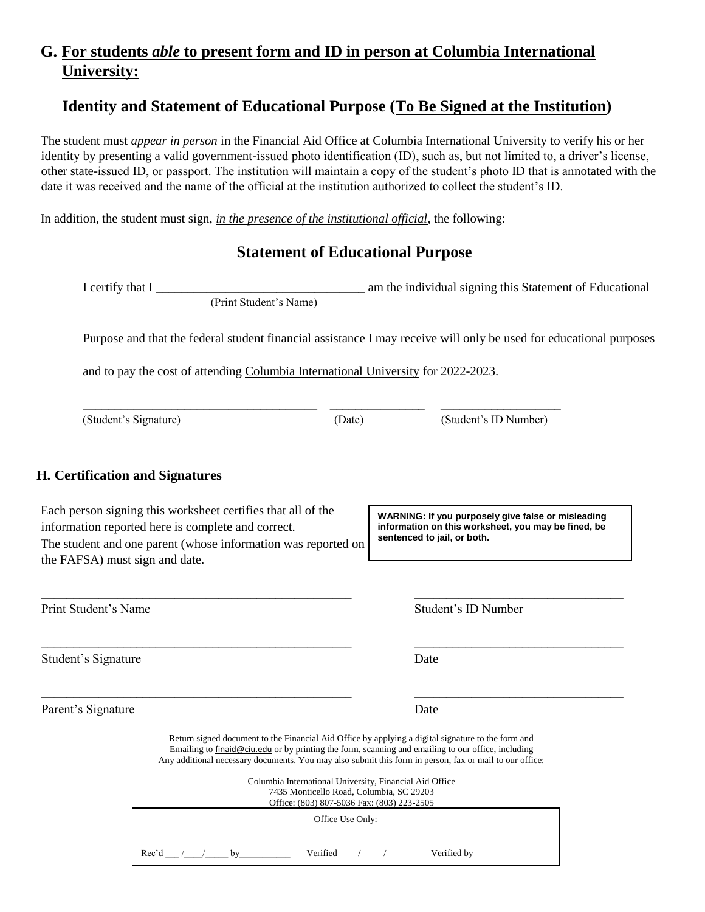## G. For students *able* to present form and ID in person at Columbia International University:

## Identity and Statement of Educational Purpose (To Be Signed at the Institution)

The student must *appear in person* in the Financial Aid Office at Columbia International University to verify his or her identity by presenting a valid government-issued photo identification (ID), such as, but not limited to, a driver's license, other state-issued ID, or passport. The institution will maintain a copy of the student's photo ID that is annotated with the date it was received and the name of the official at the institution authorized to collect the student's ID.

In addition, the student must sign, *in the presence of the institutional official*, the following:

### Statement of Educational Purpose

I certify that I _________________________________ am the individual signing this Statement of Educational
(Print Student's Name)

Purpose and that the federal student financial assistance I may receive will only be used for educational purposes and to pay the cost of attending Columbia International University for 2022-2023.

_____________________________________ _______________ ___________________
(Student's Signature) (Date) (Student's ID Number)

### H. Certification and Signatures

Each person signing this worksheet certifies that all of the information reported here is complete and correct. The student and one parent (whose information was reported on the FAFSA) must sign and date.

**WARNING: If you purposely give false or misleading information on this worksheet, you may be fined, be sentenced to jail, or both.**

__________________________________________________ _________________________________
Print Student's Name Student's ID Number

__________________________________________________ _________________________________
Student's Signature Date

__________________________________________________ _________________________________
Parent's Signature Date

Return signed document to the Financial Aid Office by applying a digital signature to the form and Emailing to finaid@ciu.edu or by printing the form, scanning and emailing to our office, including Any additional necessary documents. You may also submit this form in person, fax or mail to our office:

Columbia International University, Financial Aid Office
7435 Monticello Road, Columbia, SC 29203
Office: (803) 807-5036 Fax: (803) 223-2505

Office Use Only:

Rec'd ___ /____/_____ by___________ Verified ____/_____/______ Verified by ______________